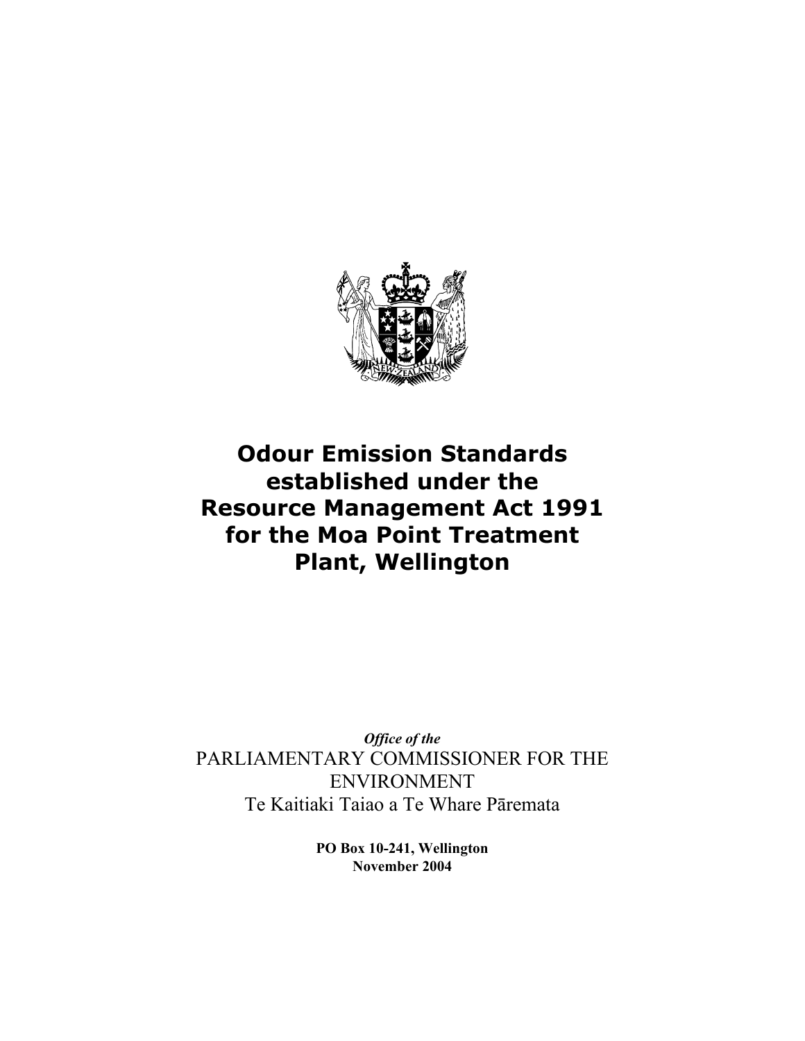# Odour Emission Standards established under the Resource Management Act 1991 for the Moa Point Treatment Plant, Wellington

*Office of the*

PARLIAMENTARY COMMISSIONER FOR THE ENVIRONMENT

Te Kaitiaki Taiao a Te Whare Pāremata

**PO Box 10-241, Wellington**

**November 2004**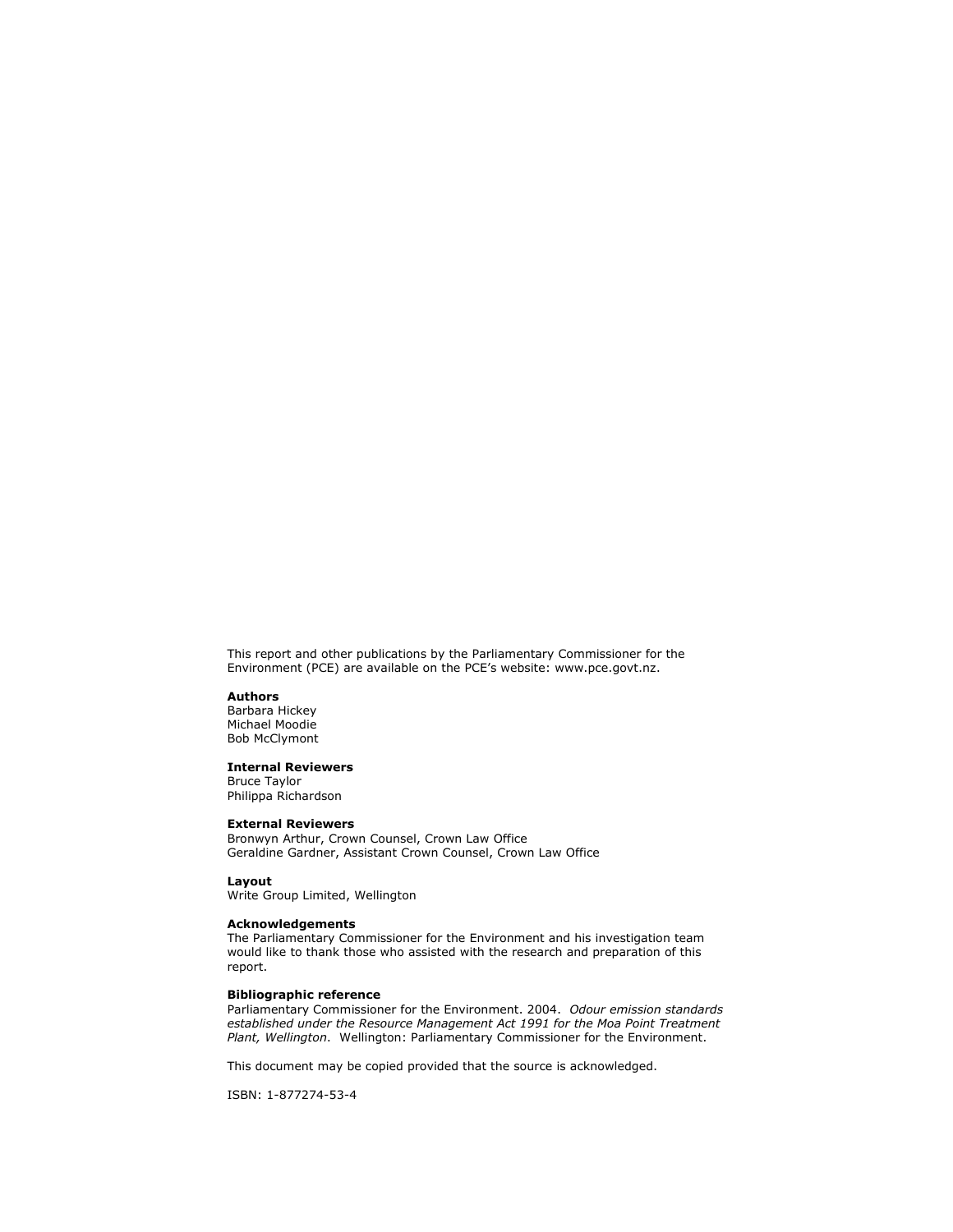This report and other publications by the Parliamentary Commissioner for the Environment (PCE) are available on the PCE's website: www.pce.govt.nz.

**Authors**
Barbara Hickey
Michael Moodie
Bob McClymont

**Internal Reviewers**
Bruce Taylor
Philippa Richardson

**External Reviewers**
Bronwyn Arthur, Crown Counsel, Crown Law Office
Geraldine Gardner, Assistant Crown Counsel, Crown Law Office

**Layout**
Write Group Limited, Wellington

**Acknowledgements**
The Parliamentary Commissioner for the Environment and his investigation team would like to thank those who assisted with the research and preparation of this report.

**Bibliographic reference**
Parliamentary Commissioner for the Environment. 2004. *Odour emission standards established under the Resource Management Act 1991 for the Moa Point Treatment Plant, Wellington*. Wellington: Parliamentary Commissioner for the Environment.

This document may be copied provided that the source is acknowledged.

ISBN: 1-877274-53-4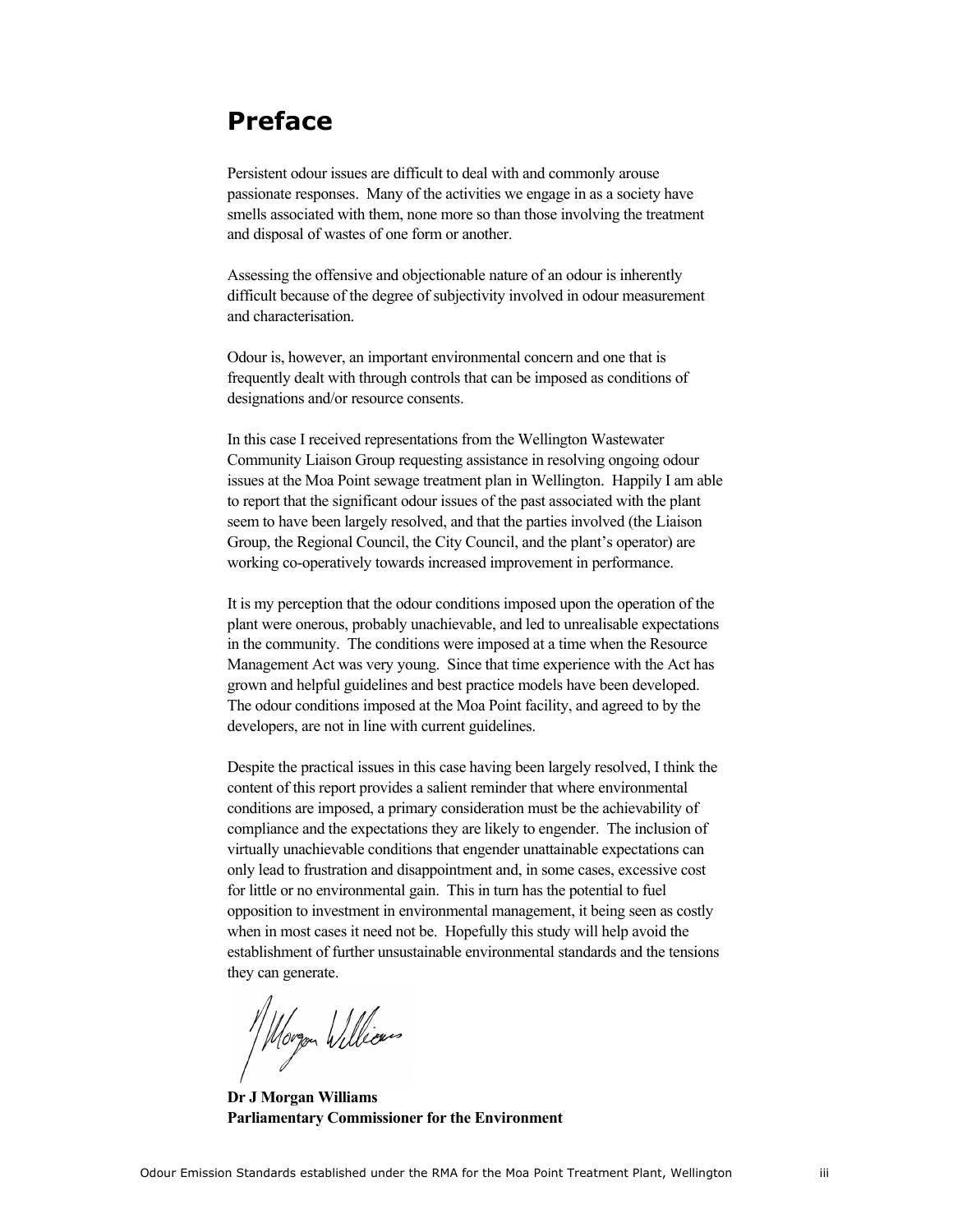# Preface

Persistent odour issues are difficult to deal with and commonly arouse passionate responses. Many of the activities we engage in as a society have smells associated with them, none more so than those involving the treatment and disposal of wastes of one form or another.

Assessing the offensive and objectionable nature of an odour is inherently difficult because of the degree of subjectivity involved in odour measurement and characterisation.

Odour is, however, an important environmental concern and one that is frequently dealt with through controls that can be imposed as conditions of designations and/or resource consents.

In this case I received representations from the Wellington Wastewater Community Liaison Group requesting assistance in resolving ongoing odour issues at the Moa Point sewage treatment plan in Wellington. Happily I am able to report that the significant odour issues of the past associated with the plant seem to have been largely resolved, and that the parties involved (the Liaison Group, the Regional Council, the City Council, and the plant's operator) are working co-operatively towards increased improvement in performance.

It is my perception that the odour conditions imposed upon the operation of the plant were onerous, probably unachievable, and led to unrealisable expectations in the community. The conditions were imposed at a time when the Resource Management Act was very young. Since that time experience with the Act has grown and helpful guidelines and best practice models have been developed. The odour conditions imposed at the Moa Point facility, and agreed to by the developers, are not in line with current guidelines.

Despite the practical issues in this case having been largely resolved, I think the content of this report provides a salient reminder that where environmental conditions are imposed, a primary consideration must be the achievability of compliance and the expectations they are likely to engender. The inclusion of virtually unachievable conditions that engender unattainable expectations can only lead to frustration and disappointment and, in some cases, excessive cost for little or no environmental gain. This in turn has the potential to fuel opposition to investment in environmental management, it being seen as costly when in most cases it need not be. Hopefully this study will help avoid the establishment of further unsustainable environmental standards and the tensions they can generate.

**Dr J Morgan Williams**
**Parliamentary Commissioner for the Environment**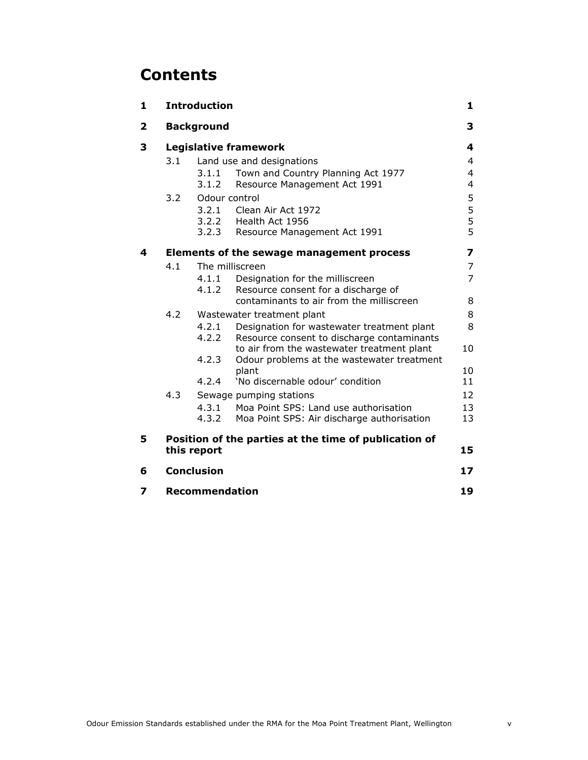# Contents

| | | | | |
|---|---|---|---|---|
| **1** | **Introduction** | | | **1** |
| **2** | **Background** | | | **3** |
| **3** | **Legislative framework** | | | **4** |
| | 3.1 | Land use and designations | | 4 |
| | | 3.1.1 | Town and Country Planning Act 1977 | 4 |
| | | 3.1.2 | Resource Management Act 1991 | 4 |
| | 3.2 | Odour control | | 5 |
| | | 3.2.1 | Clean Air Act 1972 | 5 |
| | | 3.2.2 | Health Act 1956 | 5 |
| | | 3.2.3 | Resource Management Act 1991 | 5 |
| **4** | **Elements of the sewage management process** | | | **7** |
| | 4.1 | The milliscreen | | 7 |
| | | 4.1.1 | Designation for the milliscreen | 7 |
| | | 4.1.2 | Resource consent for a discharge of contaminants to air from the milliscreen | 8 |
| | 4.2 | Wastewater treatment plant | | 8 |
| | | 4.2.1 | Designation for wastewater treatment plant | 8 |
| | | 4.2.2 | Resource consent to discharge contaminants to air from the wastewater treatment plant | 10 |
| | | 4.2.3 | Odour problems at the wastewater treatment plant | 10 |
| | | 4.2.4 | 'No discernable odour' condition | 11 |
| | 4.3 | Sewage pumping stations | | 12 |
| | | 4.3.1 | Moa Point SPS: Land use authorisation | 13 |
| | | 4.3.2 | Moa Point SPS: Air discharge authorisation | 13 |
| **5** | **Position of the parties at the time of publication of this report** | | | **15** |
| **6** | **Conclusion** | | | **17** |
| **7** | **Recommendation** | | | **19** |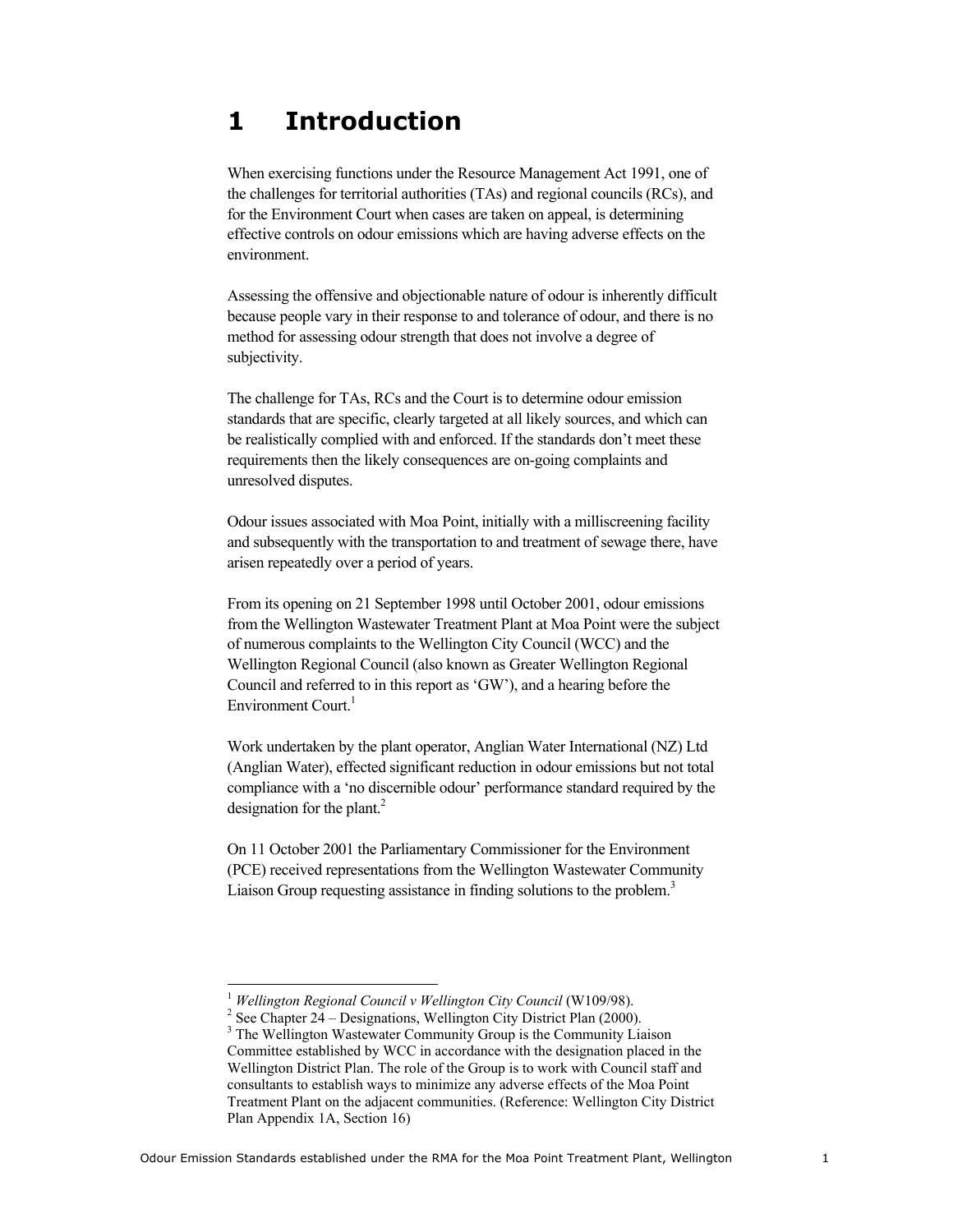# 1 Introduction

When exercising functions under the Resource Management Act 1991, one of the challenges for territorial authorities (TAs) and regional councils (RCs), and for the Environment Court when cases are taken on appeal, is determining effective controls on odour emissions which are having adverse effects on the environment.

Assessing the offensive and objectionable nature of odour is inherently difficult because people vary in their response to and tolerance of odour, and there is no method for assessing odour strength that does not involve a degree of subjectivity.

The challenge for TAs, RCs and the Court is to determine odour emission standards that are specific, clearly targeted at all likely sources, and which can be realistically complied with and enforced. If the standards don't meet these requirements then the likely consequences are on-going complaints and unresolved disputes.

Odour issues associated with Moa Point, initially with a milliscreening facility and subsequently with the transportation to and treatment of sewage there, have arisen repeatedly over a period of years.

From its opening on 21 September 1998 until October 2001, odour emissions from the Wellington Wastewater Treatment Plant at Moa Point were the subject of numerous complaints to the Wellington City Council (WCC) and the Wellington Regional Council (also known as Greater Wellington Regional Council and referred to in this report as 'GW'), and a hearing before the Environment Court.[1]

Work undertaken by the plant operator, Anglian Water International (NZ) Ltd (Anglian Water), effected significant reduction in odour emissions but not total compliance with a 'no discernible odour' performance standard required by the designation for the plant.[2]

On 11 October 2001 the Parliamentary Commissioner for the Environment (PCE) received representations from the Wellington Wastewater Community Liaison Group requesting assistance in finding solutions to the problem.[3]

---

[1] *Wellington Regional Council v Wellington City Council* (W109/98).

[2] See Chapter 24 – Designations, Wellington City District Plan (2000).

[3] The Wellington Wastewater Community Group is the Community Liaison Committee established by WCC in accordance with the designation placed in the Wellington District Plan. The role of the Group is to work with Council staff and consultants to establish ways to minimize any adverse effects of the Moa Point Treatment Plant on the adjacent communities. (Reference: Wellington City District Plan Appendix 1A, Section 16)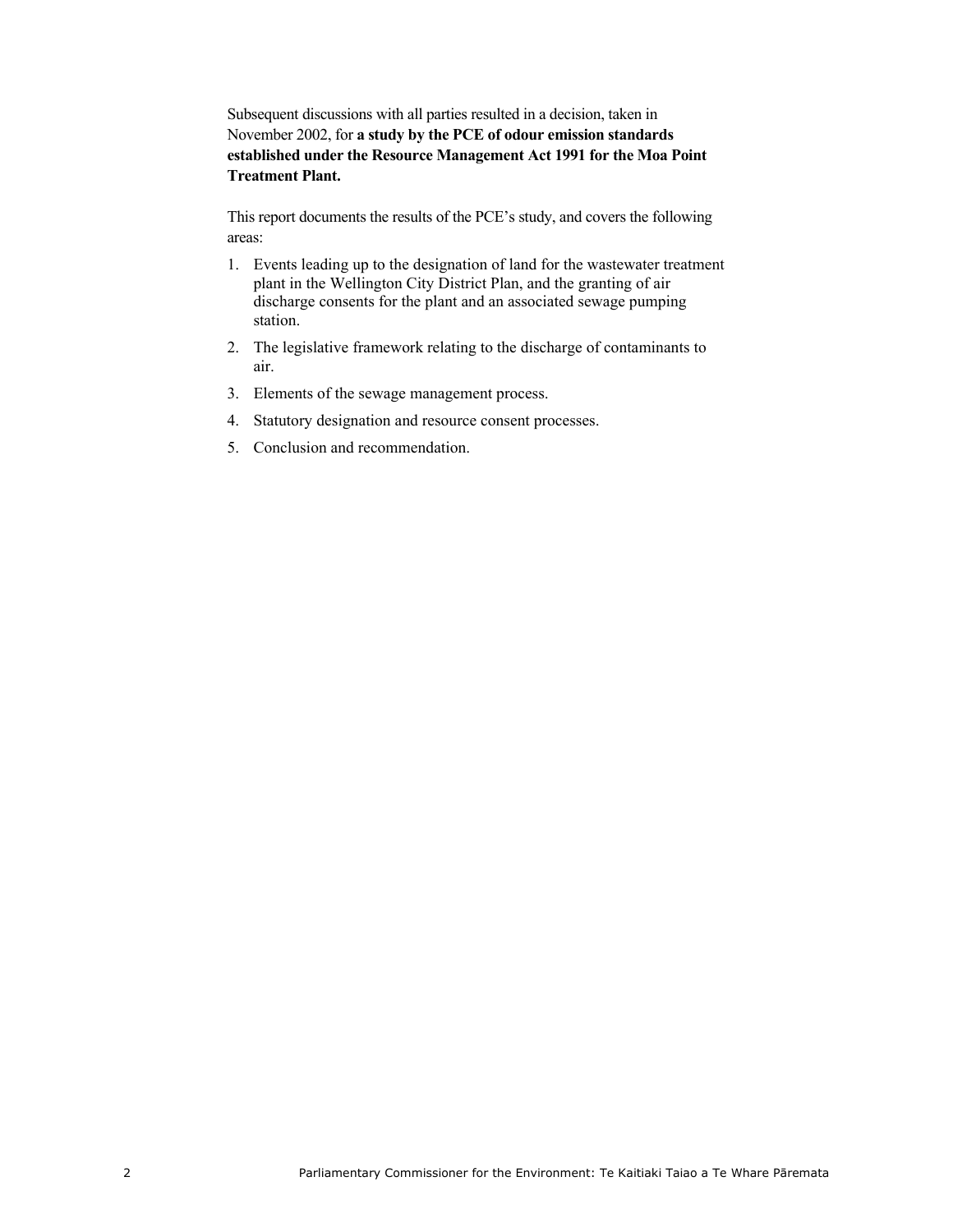Subsequent discussions with all parties resulted in a decision, taken in November 2002, for **a study by the PCE of odour emission standards established under the Resource Management Act 1991 for the Moa Point Treatment Plant.**

This report documents the results of the PCE's study, and covers the following areas:

1. Events leading up to the designation of land for the wastewater treatment plant in the Wellington City District Plan, and the granting of air discharge consents for the plant and an associated sewage pumping station.
2. The legislative framework relating to the discharge of contaminants to air.
3. Elements of the sewage management process.
4. Statutory designation and resource consent processes.
5. Conclusion and recommendation.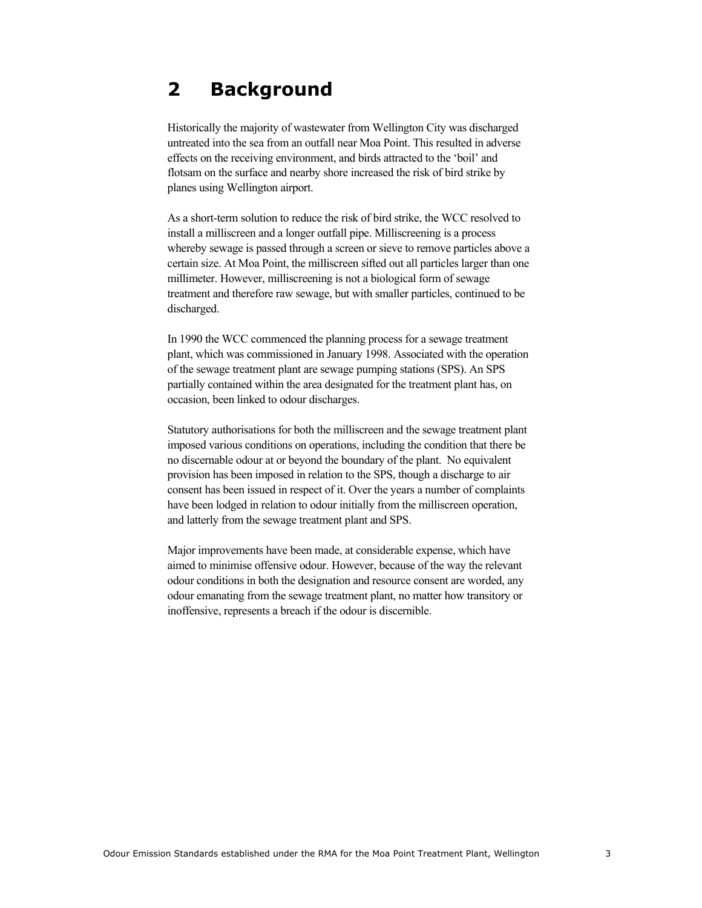# 2 Background

Historically the majority of wastewater from Wellington City was discharged untreated into the sea from an outfall near Moa Point. This resulted in adverse effects on the receiving environment, and birds attracted to the 'boil' and flotsam on the surface and nearby shore increased the risk of bird strike by planes using Wellington airport.

As a short-term solution to reduce the risk of bird strike, the WCC resolved to install a milliscreen and a longer outfall pipe. Milliscreening is a process whereby sewage is passed through a screen or sieve to remove particles above a certain size. At Moa Point, the milliscreen sifted out all particles larger than one millimeter. However, milliscreening is not a biological form of sewage treatment and therefore raw sewage, but with smaller particles, continued to be discharged.

In 1990 the WCC commenced the planning process for a sewage treatment plant, which was commissioned in January 1998. Associated with the operation of the sewage treatment plant are sewage pumping stations (SPS). An SPS partially contained within the area designated for the treatment plant has, on occasion, been linked to odour discharges.

Statutory authorisations for both the milliscreen and the sewage treatment plant imposed various conditions on operations, including the condition that there be no discernable odour at or beyond the boundary of the plant. No equivalent provision has been imposed in relation to the SPS, though a discharge to air consent has been issued in respect of it. Over the years a number of complaints have been lodged in relation to odour initially from the milliscreen operation, and latterly from the sewage treatment plant and SPS.

Major improvements have been made, at considerable expense, which have aimed to minimise offensive odour. However, because of the way the relevant odour conditions in both the designation and resource consent are worded, any odour emanating from the sewage treatment plant, no matter how transitory or inoffensive, represents a breach if the odour is discernible.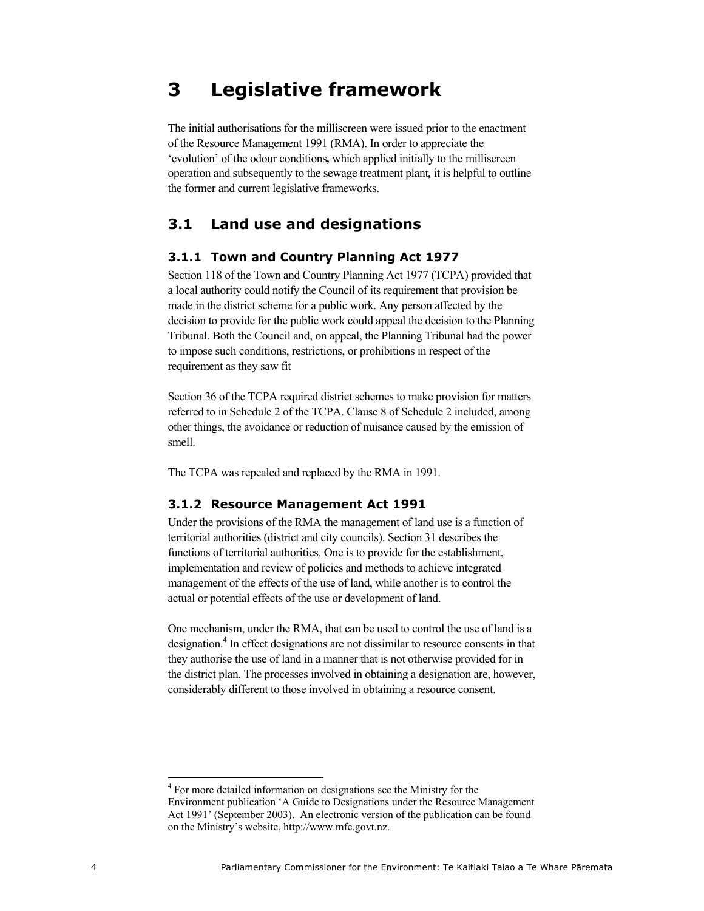# 3 Legislative framework

The initial authorisations for the milliscreen were issued prior to the enactment of the Resource Management 1991 (RMA). In order to appreciate the 'evolution' of the odour conditions**,** which applied initially to the milliscreen operation and subsequently to the sewage treatment plant**,** it is helpful to outline the former and current legislative frameworks.

## 3.1 Land use and designations

### 3.1.1 Town and Country Planning Act 1977

Section 118 of the Town and Country Planning Act 1977 (TCPA) provided that a local authority could notify the Council of its requirement that provision be made in the district scheme for a public work. Any person affected by the decision to provide for the public work could appeal the decision to the Planning Tribunal. Both the Council and, on appeal, the Planning Tribunal had the power to impose such conditions, restrictions, or prohibitions in respect of the requirement as they saw fit

Section 36 of the TCPA required district schemes to make provision for matters referred to in Schedule 2 of the TCPA. Clause 8 of Schedule 2 included, among other things, the avoidance or reduction of nuisance caused by the emission of smell.

The TCPA was repealed and replaced by the RMA in 1991.

### 3.1.2 Resource Management Act 1991

Under the provisions of the RMA the management of land use is a function of territorial authorities (district and city councils). Section 31 describes the functions of territorial authorities. One is to provide for the establishment, implementation and review of policies and methods to achieve integrated management of the effects of the use of land, while another is to control the actual or potential effects of the use or development of land.

One mechanism, under the RMA, that can be used to control the use of land is a designation.[4] In effect designations are not dissimilar to resource consents in that they authorise the use of land in a manner that is not otherwise provided for in the district plan. The processes involved in obtaining a designation are, however, considerably different to those involved in obtaining a resource consent.

[4] For more detailed information on designations see the Ministry for the Environment publication 'A Guide to Designations under the Resource Management Act 1991' (September 2003). An electronic version of the publication can be found on the Ministry's website, http://www.mfe.govt.nz.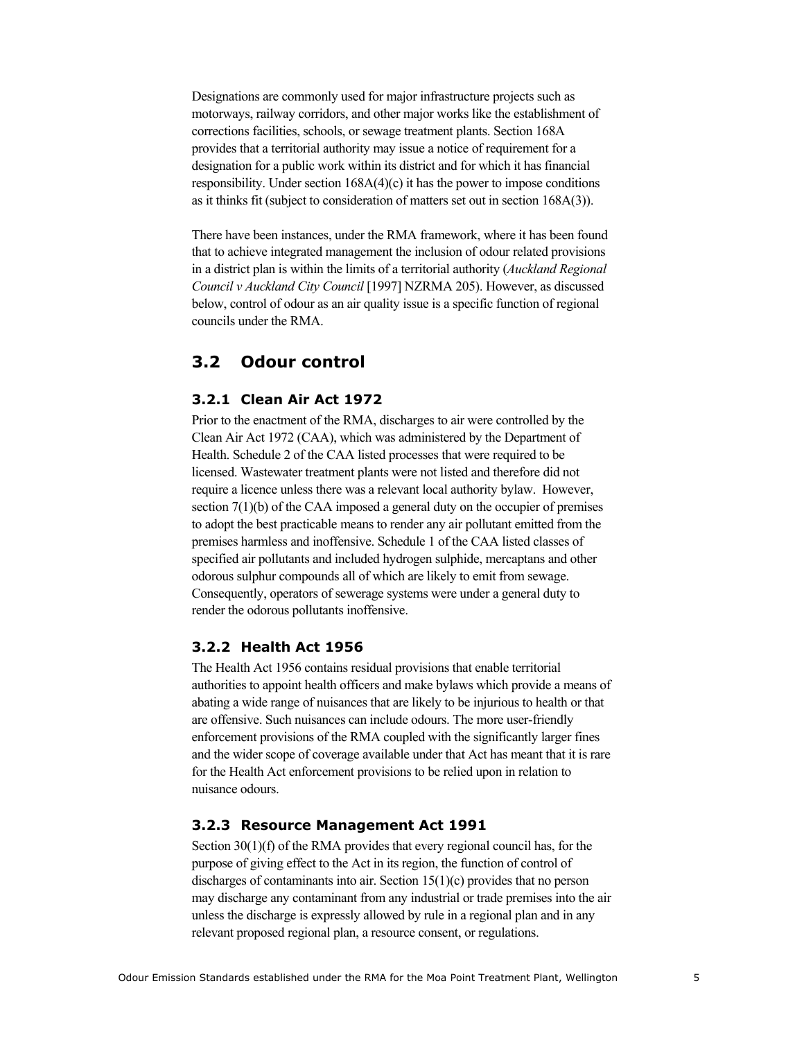Designations are commonly used for major infrastructure projects such as motorways, railway corridors, and other major works like the establishment of corrections facilities, schools, or sewage treatment plants. Section 168A provides that a territorial authority may issue a notice of requirement for a designation for a public work within its district and for which it has financial responsibility. Under section 168A(4)(c) it has the power to impose conditions as it thinks fit (subject to consideration of matters set out in section 168A(3)).

There have been instances, under the RMA framework, where it has been found that to achieve integrated management the inclusion of odour related provisions in a district plan is within the limits of a territorial authority (*Auckland Regional Council v Auckland City Council* [1997] NZRMA 205). However, as discussed below, control of odour as an air quality issue is a specific function of regional councils under the RMA.

## 3.2 Odour control

### 3.2.1 Clean Air Act 1972

Prior to the enactment of the RMA, discharges to air were controlled by the Clean Air Act 1972 (CAA), which was administered by the Department of Health. Schedule 2 of the CAA listed processes that were required to be licensed. Wastewater treatment plants were not listed and therefore did not require a licence unless there was a relevant local authority bylaw. However, section 7(1)(b) of the CAA imposed a general duty on the occupier of premises to adopt the best practicable means to render any air pollutant emitted from the premises harmless and inoffensive. Schedule 1 of the CAA listed classes of specified air pollutants and included hydrogen sulphide, mercaptans and other odorous sulphur compounds all of which are likely to emit from sewage. Consequently, operators of sewerage systems were under a general duty to render the odorous pollutants inoffensive.

### 3.2.2 Health Act 1956

The Health Act 1956 contains residual provisions that enable territorial authorities to appoint health officers and make bylaws which provide a means of abating a wide range of nuisances that are likely to be injurious to health or that are offensive. Such nuisances can include odours. The more user-friendly enforcement provisions of the RMA coupled with the significantly larger fines and the wider scope of coverage available under that Act has meant that it is rare for the Health Act enforcement provisions to be relied upon in relation to nuisance odours.

### 3.2.3 Resource Management Act 1991

Section 30(1)(f) of the RMA provides that every regional council has, for the purpose of giving effect to the Act in its region, the function of control of discharges of contaminants into air. Section 15(1)(c) provides that no person may discharge any contaminant from any industrial or trade premises into the air unless the discharge is expressly allowed by rule in a regional plan and in any relevant proposed regional plan, a resource consent, or regulations.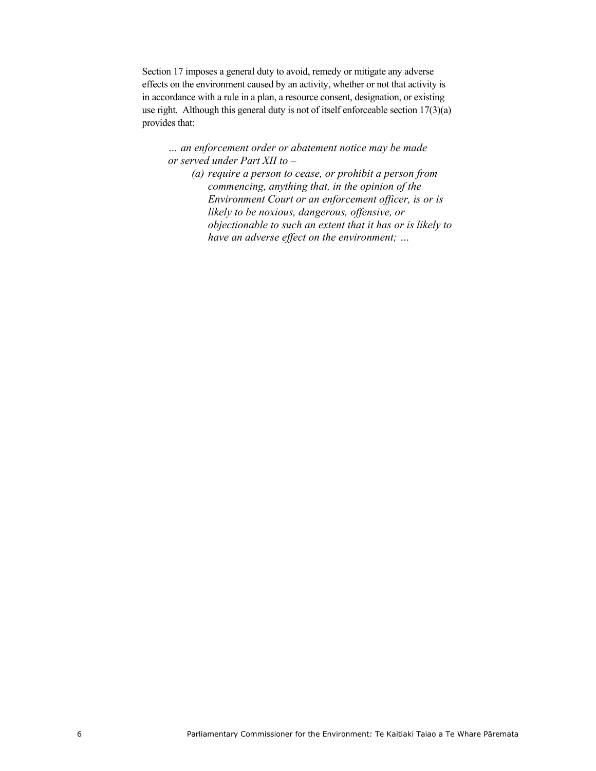Section 17 imposes a general duty to avoid, remedy or mitigate any adverse effects on the environment caused by an activity, whether or not that activity is in accordance with a rule in a plan, a resource consent, designation, or existing use right. Although this general duty is not of itself enforceable section 17(3)(a) provides that:

> *… an enforcement order or abatement notice may be made or served under Part XII to –*
>
> > *(a) require a person to cease, or prohibit a person from commencing, anything that, in the opinion of the Environment Court or an enforcement officer, is or is likely to be noxious, dangerous, offensive, or objectionable to such an extent that it has or is likely to have an adverse effect on the environment; …*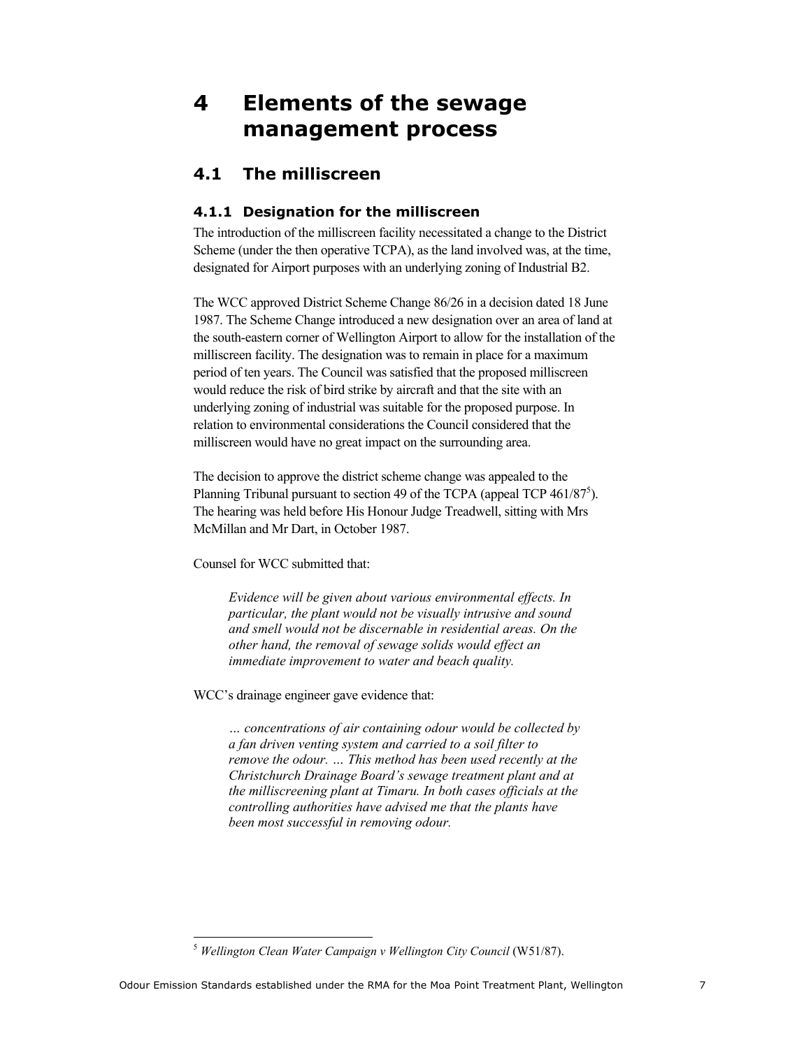# 4 Elements of the sewage management process

## 4.1 The milliscreen

### 4.1.1 Designation for the milliscreen

The introduction of the milliscreen facility necessitated a change to the District Scheme (under the then operative TCPA), as the land involved was, at the time, designated for Airport purposes with an underlying zoning of Industrial B2.

The WCC approved District Scheme Change 86/26 in a decision dated 18 June 1987. The Scheme Change introduced a new designation over an area of land at the south-eastern corner of Wellington Airport to allow for the installation of the milliscreen facility. The designation was to remain in place for a maximum period of ten years. The Council was satisfied that the proposed milliscreen would reduce the risk of bird strike by aircraft and that the site with an underlying zoning of industrial was suitable for the proposed purpose. In relation to environmental considerations the Council considered that the milliscreen would have no great impact on the surrounding area.

The decision to approve the district scheme change was appealed to the Planning Tribunal pursuant to section 49 of the TCPA (appeal TCP 461/87[5]). The hearing was held before His Honour Judge Treadwell, sitting with Mrs McMillan and Mr Dart, in October 1987.

Counsel for WCC submitted that:

> *Evidence will be given about various environmental effects. In particular, the plant would not be visually intrusive and sound and smell would not be discernable in residential areas. On the other hand, the removal of sewage solids would effect an immediate improvement to water and beach quality.*

WCC's drainage engineer gave evidence that:

> *… concentrations of air containing odour would be collected by a fan driven venting system and carried to a soil filter to remove the odour. … This method has been used recently at the Christchurch Drainage Board's sewage treatment plant and at the milliscreening plant at Timaru. In both cases officials at the controlling authorities have advised me that the plants have been most successful in removing odour.*

---

[5] *Wellington Clean Water Campaign v Wellington City Council* (W51/87).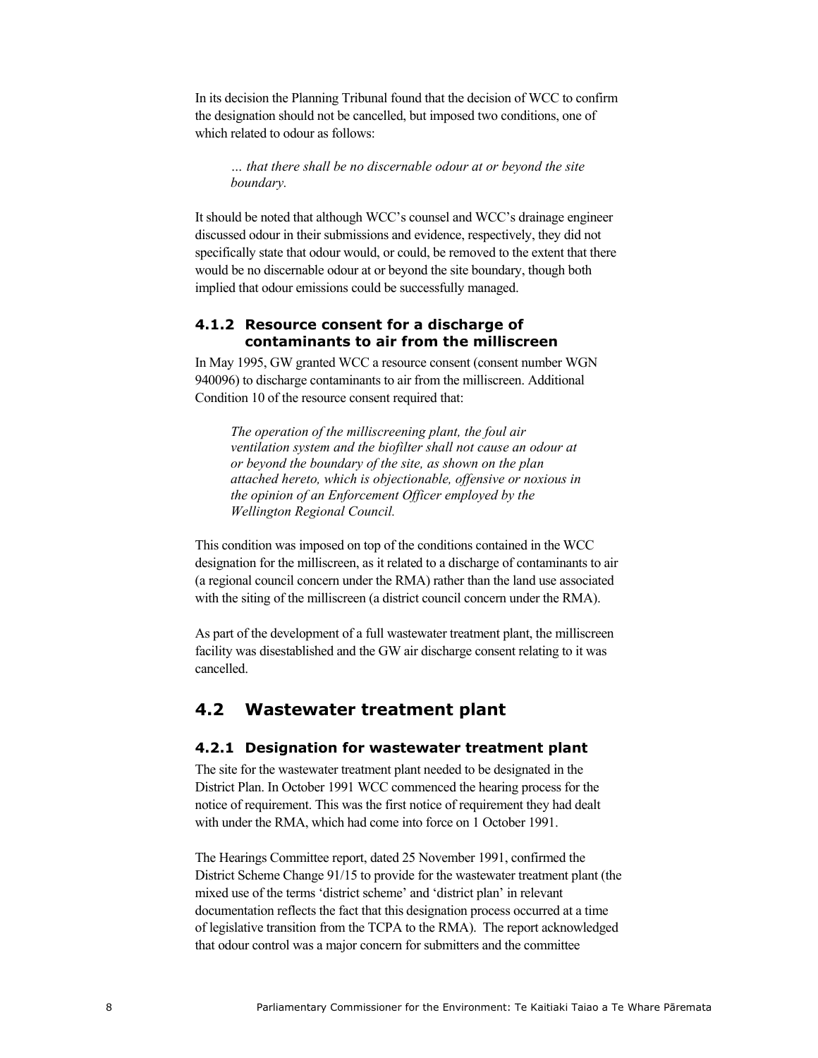In its decision the Planning Tribunal found that the decision of WCC to confirm the designation should not be cancelled, but imposed two conditions, one of which related to odour as follows:

> *… that there shall be no discernable odour at or beyond the site boundary.*

It should be noted that although WCC's counsel and WCC's drainage engineer discussed odour in their submissions and evidence, respectively, they did not specifically state that odour would, or could, be removed to the extent that there would be no discernable odour at or beyond the site boundary, though both implied that odour emissions could be successfully managed.

### 4.1.2 Resource consent for a discharge of contaminants to air from the milliscreen

In May 1995, GW granted WCC a resource consent (consent number WGN 940096) to discharge contaminants to air from the milliscreen. Additional Condition 10 of the resource consent required that:

> *The operation of the milliscreening plant, the foul air ventilation system and the biofilter shall not cause an odour at or beyond the boundary of the site, as shown on the plan attached hereto, which is objectionable, offensive or noxious in the opinion of an Enforcement Officer employed by the Wellington Regional Council.*

This condition was imposed on top of the conditions contained in the WCC designation for the milliscreen, as it related to a discharge of contaminants to air (a regional council concern under the RMA) rather than the land use associated with the siting of the milliscreen (a district council concern under the RMA).

As part of the development of a full wastewater treatment plant, the milliscreen facility was disestablished and the GW air discharge consent relating to it was cancelled.

## 4.2 Wastewater treatment plant

### 4.2.1 Designation for wastewater treatment plant

The site for the wastewater treatment plant needed to be designated in the District Plan. In October 1991 WCC commenced the hearing process for the notice of requirement. This was the first notice of requirement they had dealt with under the RMA, which had come into force on 1 October 1991.

The Hearings Committee report, dated 25 November 1991, confirmed the District Scheme Change 91/15 to provide for the wastewater treatment plant (the mixed use of the terms 'district scheme' and 'district plan' in relevant documentation reflects the fact that this designation process occurred at a time of legislative transition from the TCPA to the RMA). The report acknowledged that odour control was a major concern for submitters and the committee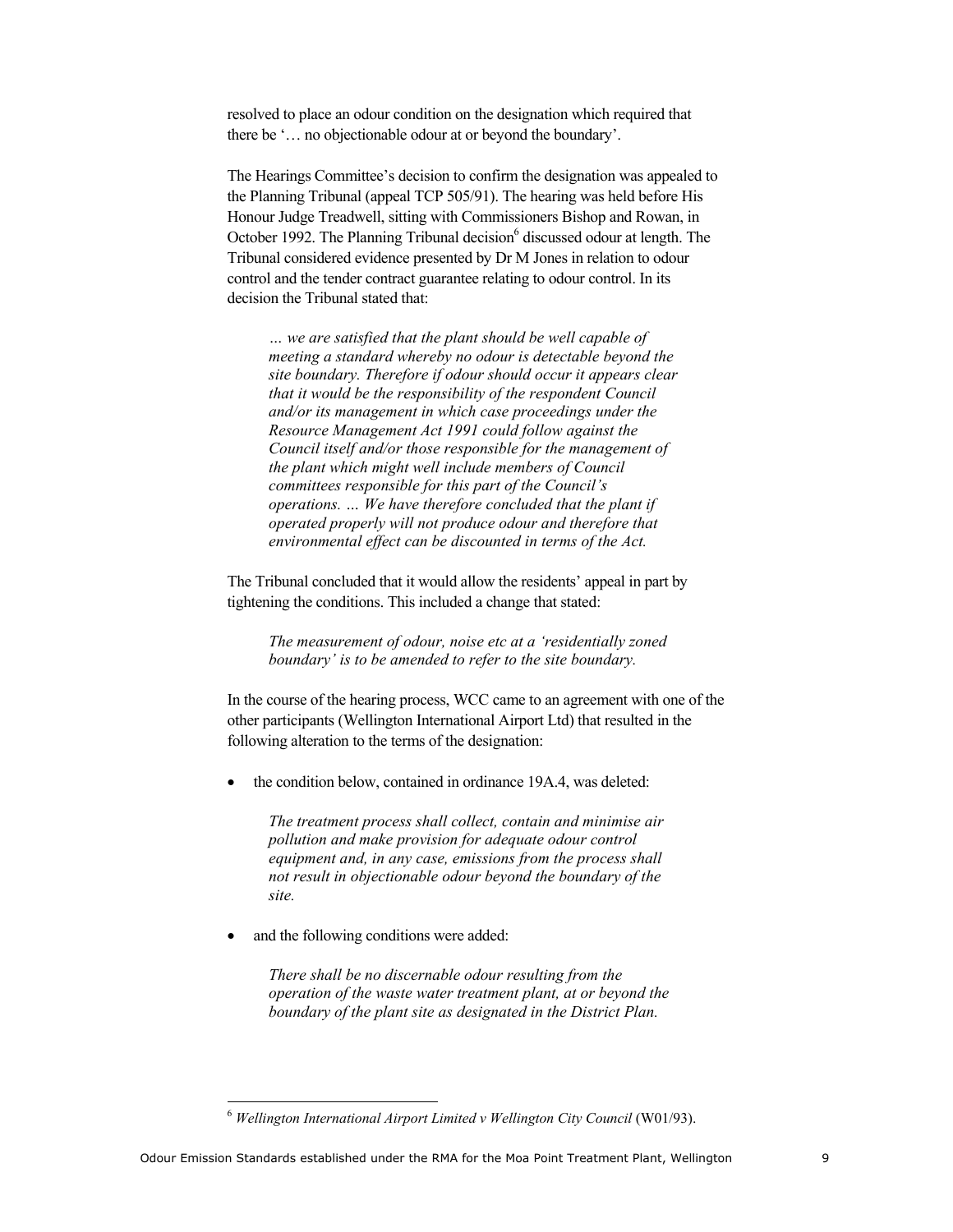resolved to place an odour condition on the designation which required that there be '… no objectionable odour at or beyond the boundary'.

The Hearings Committee's decision to confirm the designation was appealed to the Planning Tribunal (appeal TCP 505/91). The hearing was held before His Honour Judge Treadwell, sitting with Commissioners Bishop and Rowan, in October 1992. The Planning Tribunal decision[6] discussed odour at length. The Tribunal considered evidence presented by Dr M Jones in relation to odour control and the tender contract guarantee relating to odour control. In its decision the Tribunal stated that:

> *… we are satisfied that the plant should be well capable of meeting a standard whereby no odour is detectable beyond the site boundary. Therefore if odour should occur it appears clear that it would be the responsibility of the respondent Council and/or its management in which case proceedings under the Resource Management Act 1991 could follow against the Council itself and/or those responsible for the management of the plant which might well include members of Council committees responsible for this part of the Council's operations. … We have therefore concluded that the plant if operated properly will not produce odour and therefore that environmental effect can be discounted in terms of the Act.*

The Tribunal concluded that it would allow the residents' appeal in part by tightening the conditions. This included a change that stated:

> *The measurement of odour, noise etc at a 'residentially zoned boundary' is to be amended to refer to the site boundary.*

In the course of the hearing process, WCC came to an agreement with one of the other participants (Wellington International Airport Ltd) that resulted in the following alteration to the terms of the designation:

- the condition below, contained in ordinance 19A.4, was deleted:

  > *The treatment process shall collect, contain and minimise air pollution and make provision for adequate odour control equipment and, in any case, emissions from the process shall not result in objectionable odour beyond the boundary of the site.*

- and the following conditions were added:

  > *There shall be no discernable odour resulting from the operation of the waste water treatment plant, at or beyond the boundary of the plant site as designated in the District Plan.*

---

[6] *Wellington International Airport Limited v Wellington City Council* (W01/93).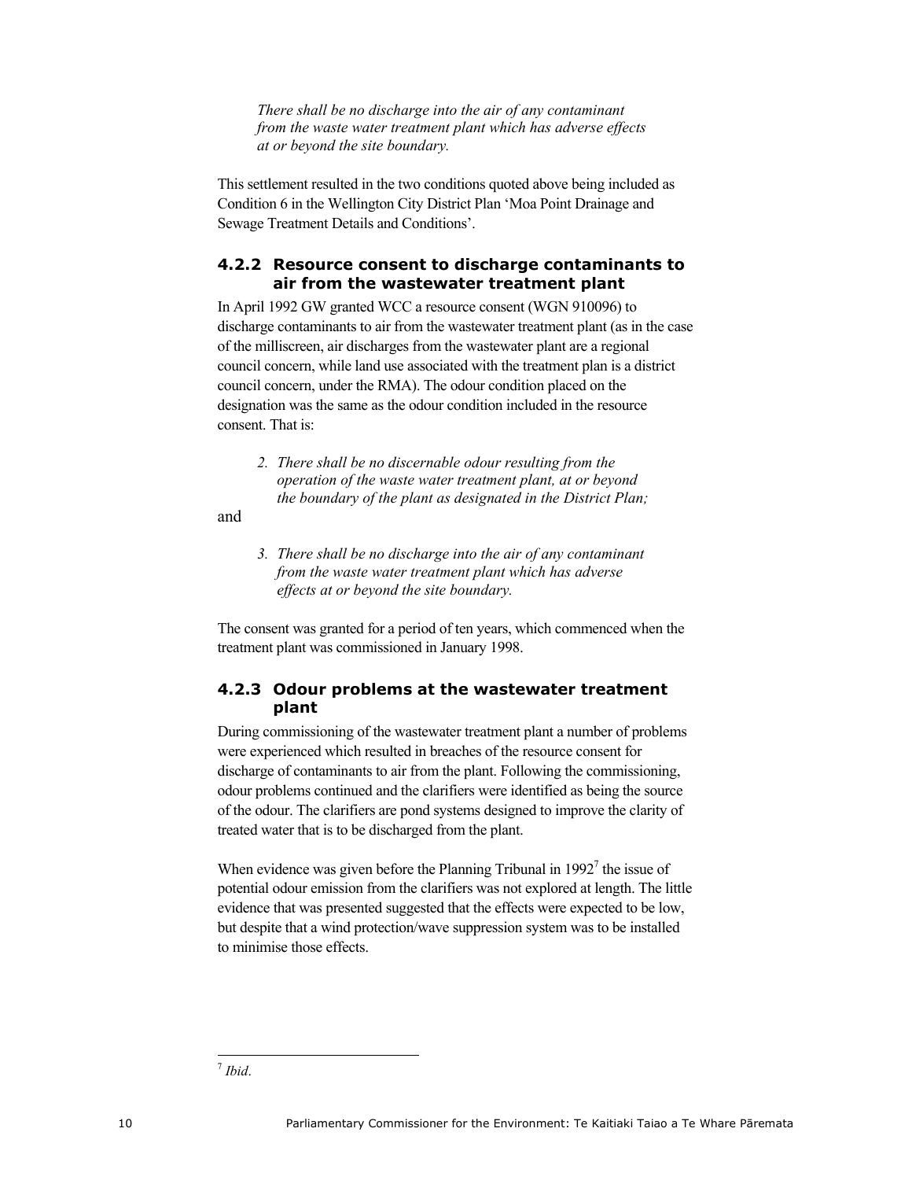*There shall be no discharge into the air of any contaminant from the waste water treatment plant which has adverse effects at or beyond the site boundary.*

This settlement resulted in the two conditions quoted above being included as Condition 6 in the Wellington City District Plan 'Moa Point Drainage and Sewage Treatment Details and Conditions'.

### 4.2.2 Resource consent to discharge contaminants to air from the wastewater treatment plant

In April 1992 GW granted WCC a resource consent (WGN 910096) to discharge contaminants to air from the wastewater treatment plant (as in the case of the milliscreen, air discharges from the wastewater plant are a regional council concern, while land use associated with the treatment plan is a district council concern, under the RMA). The odour condition placed on the designation was the same as the odour condition included in the resource consent. That is:

> 2. *There shall be no discernable odour resulting from the operation of the waste water treatment plant, at or beyond the boundary of the plant as designated in the District Plan;*

and

> 3. *There shall be no discharge into the air of any contaminant from the waste water treatment plant which has adverse effects at or beyond the site boundary.*

The consent was granted for a period of ten years, which commenced when the treatment plant was commissioned in January 1998.

### 4.2.3 Odour problems at the wastewater treatment plant

During commissioning of the wastewater treatment plant a number of problems were experienced which resulted in breaches of the resource consent for discharge of contaminants to air from the plant. Following the commissioning, odour problems continued and the clarifiers were identified as being the source of the odour. The clarifiers are pond systems designed to improve the clarity of treated water that is to be discharged from the plant.

When evidence was given before the Planning Tribunal in 1992[7] the issue of potential odour emission from the clarifiers was not explored at length. The little evidence that was presented suggested that the effects were expected to be low, but despite that a wind protection/wave suppression system was to be installed to minimise those effects.

[7] *Ibid*.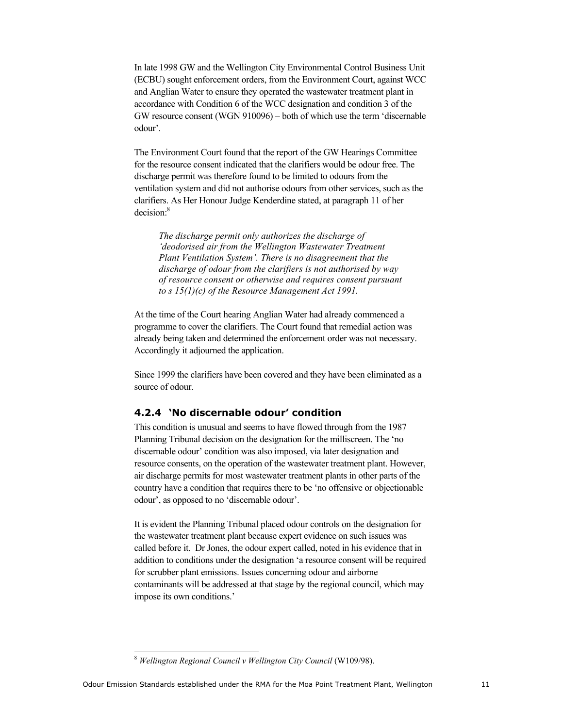In late 1998 GW and the Wellington City Environmental Control Business Unit (ECBU) sought enforcement orders, from the Environment Court, against WCC and Anglian Water to ensure they operated the wastewater treatment plant in accordance with Condition 6 of the WCC designation and condition 3 of the GW resource consent (WGN 910096) – both of which use the term 'discernable odour'.

The Environment Court found that the report of the GW Hearings Committee for the resource consent indicated that the clarifiers would be odour free. The discharge permit was therefore found to be limited to odours from the ventilation system and did not authorise odours from other services, such as the clarifiers. As Her Honour Judge Kenderdine stated, at paragraph 11 of her decision:[8]

> *The discharge permit only authorizes the discharge of 'deodorised air from the Wellington Wastewater Treatment Plant Ventilation System'. There is no disagreement that the discharge of odour from the clarifiers is not authorised by way of resource consent or otherwise and requires consent pursuant to s 15(1)(c) of the Resource Management Act 1991.*

At the time of the Court hearing Anglian Water had already commenced a programme to cover the clarifiers. The Court found that remedial action was already being taken and determined the enforcement order was not necessary. Accordingly it adjourned the application.

Since 1999 the clarifiers have been covered and they have been eliminated as a source of odour.

### 4.2.4 'No discernable odour' condition

This condition is unusual and seems to have flowed through from the 1987 Planning Tribunal decision on the designation for the milliscreen. The 'no discernable odour' condition was also imposed, via later designation and resource consents, on the operation of the wastewater treatment plant. However, air discharge permits for most wastewater treatment plants in other parts of the country have a condition that requires there to be 'no offensive or objectionable odour', as opposed to no 'discernable odour'.

It is evident the Planning Tribunal placed odour controls on the designation for the wastewater treatment plant because expert evidence on such issues was called before it. Dr Jones, the odour expert called, noted in his evidence that in addition to conditions under the designation 'a resource consent will be required for scrubber plant emissions. Issues concerning odour and airborne contaminants will be addressed at that stage by the regional council, which may impose its own conditions.'

---

[8] *Wellington Regional Council v Wellington City Council* (W109/98).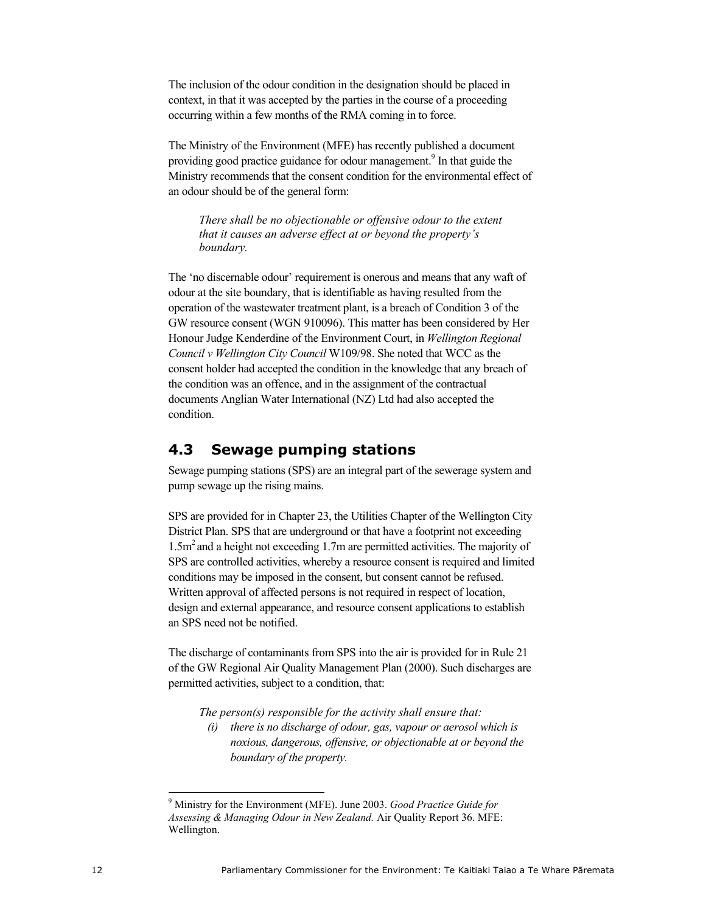The inclusion of the odour condition in the designation should be placed in context, in that it was accepted by the parties in the course of a proceeding occurring within a few months of the RMA coming in to force.

The Ministry of the Environment (MFE) has recently published a document providing good practice guidance for odour management.[9] In that guide the Ministry recommends that the consent condition for the environmental effect of an odour should be of the general form:

> *There shall be no objectionable or offensive odour to the extent that it causes an adverse effect at or beyond the property's boundary.*

The 'no discernable odour' requirement is onerous and means that any waft of odour at the site boundary, that is identifiable as having resulted from the operation of the wastewater treatment plant, is a breach of Condition 3 of the GW resource consent (WGN 910096). This matter has been considered by Her Honour Judge Kenderdine of the Environment Court, in *Wellington Regional Council v Wellington City Council* W109/98. She noted that WCC as the consent holder had accepted the condition in the knowledge that any breach of the condition was an offence, and in the assignment of the contractual documents Anglian Water International (NZ) Ltd had also accepted the condition.

## 4.3 Sewage pumping stations

Sewage pumping stations (SPS) are an integral part of the sewerage system and pump sewage up the rising mains.

SPS are provided for in Chapter 23, the Utilities Chapter of the Wellington City District Plan. SPS that are underground or that have a footprint not exceeding 1.5m$^2$ and a height not exceeding 1.7m are permitted activities. The majority of SPS are controlled activities, whereby a resource consent is required and limited conditions may be imposed in the consent, but consent cannot be refused. Written approval of affected persons is not required in respect of location, design and external appearance, and resource consent applications to establish an SPS need not be notified.

The discharge of contaminants from SPS into the air is provided for in Rule 21 of the GW Regional Air Quality Management Plan (2000). Such discharges are permitted activities, subject to a condition, that:

> *The person(s) responsible for the activity shall ensure that:*
>
> *(i) there is no discharge of odour, gas, vapour or aerosol which is noxious, dangerous, offensive, or objectionable at or beyond the boundary of the property.*

---

[9] Ministry for the Environment (MFE). June 2003. *Good Practice Guide for Assessing & Managing Odour in New Zealand.* Air Quality Report 36. MFE: Wellington.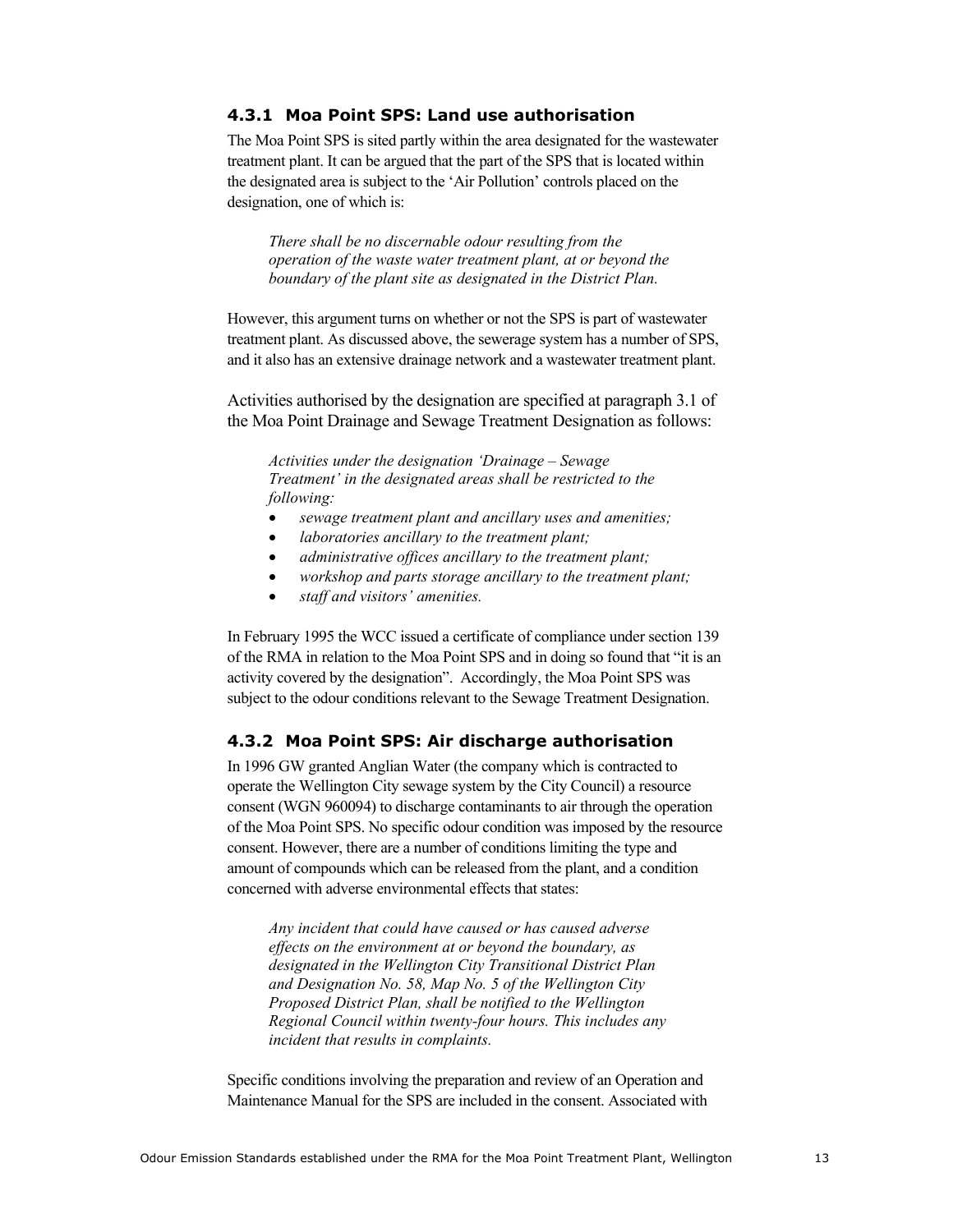### 4.3.1 Moa Point SPS: Land use authorisation

The Moa Point SPS is sited partly within the area designated for the wastewater treatment plant. It can be argued that the part of the SPS that is located within the designated area is subject to the 'Air Pollution' controls placed on the designation, one of which is:

> *There shall be no discernable odour resulting from the operation of the waste water treatment plant, at or beyond the boundary of the plant site as designated in the District Plan.*

However, this argument turns on whether or not the SPS is part of wastewater treatment plant. As discussed above, the sewerage system has a number of SPS, and it also has an extensive drainage network and a wastewater treatment plant.

Activities authorised by the designation are specified at paragraph 3.1 of the Moa Point Drainage and Sewage Treatment Designation as follows:

> *Activities under the designation 'Drainage – Sewage Treatment' in the designated areas shall be restricted to the following:*
>
> - *sewage treatment plant and ancillary uses and amenities;*
> - *laboratories ancillary to the treatment plant;*
> - *administrative offices ancillary to the treatment plant;*
> - *workshop and parts storage ancillary to the treatment plant;*
> - *staff and visitors' amenities.*

In February 1995 the WCC issued a certificate of compliance under section 139 of the RMA in relation to the Moa Point SPS and in doing so found that "it is an activity covered by the designation". Accordingly, the Moa Point SPS was subject to the odour conditions relevant to the Sewage Treatment Designation.

### 4.3.2 Moa Point SPS: Air discharge authorisation

In 1996 GW granted Anglian Water (the company which is contracted to operate the Wellington City sewage system by the City Council) a resource consent (WGN 960094) to discharge contaminants to air through the operation of the Moa Point SPS. No specific odour condition was imposed by the resource consent. However, there are a number of conditions limiting the type and amount of compounds which can be released from the plant, and a condition concerned with adverse environmental effects that states:

> *Any incident that could have caused or has caused adverse effects on the environment at or beyond the boundary, as designated in the Wellington City Transitional District Plan and Designation No. 58, Map No. 5 of the Wellington City Proposed District Plan, shall be notified to the Wellington Regional Council within twenty-four hours. This includes any incident that results in complaints.*

Specific conditions involving the preparation and review of an Operation and Maintenance Manual for the SPS are included in the consent. Associated with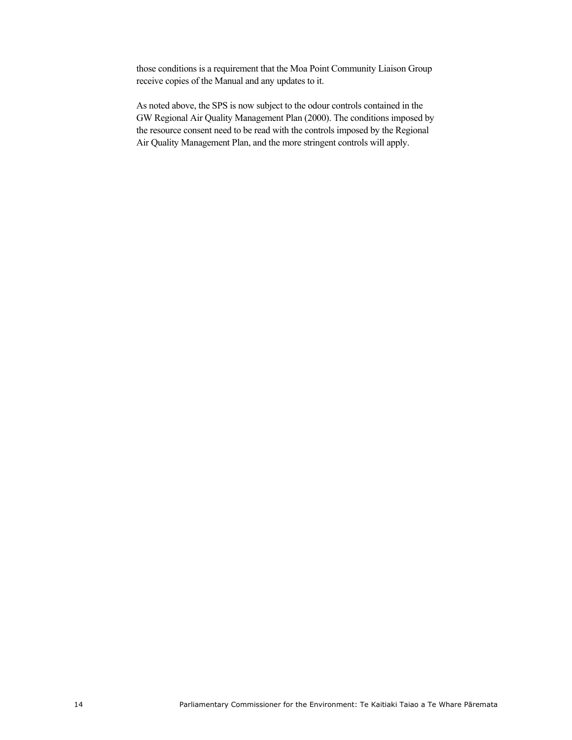those conditions is a requirement that the Moa Point Community Liaison Group receive copies of the Manual and any updates to it.

As noted above, the SPS is now subject to the odour controls contained in the GW Regional Air Quality Management Plan (2000). The conditions imposed by the resource consent need to be read with the controls imposed by the Regional Air Quality Management Plan, and the more stringent controls will apply.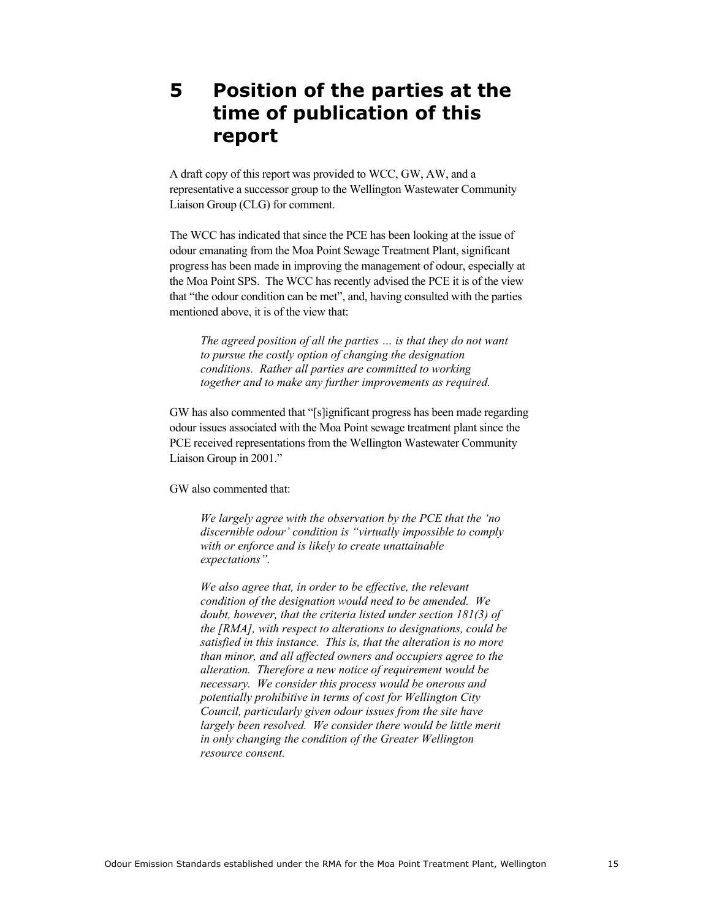# 5 Position of the parties at the time of publication of this report

A draft copy of this report was provided to WCC, GW, AW, and a representative a successor group to the Wellington Wastewater Community Liaison Group (CLG) for comment.

The WCC has indicated that since the PCE has been looking at the issue of odour emanating from the Moa Point Sewage Treatment Plant, significant progress has been made in improving the management of odour, especially at the Moa Point SPS. The WCC has recently advised the PCE it is of the view that "the odour condition can be met", and, having consulted with the parties mentioned above, it is of the view that:

> *The agreed position of all the parties … is that they do not want to pursue the costly option of changing the designation conditions. Rather all parties are committed to working together and to make any further improvements as required.*

GW has also commented that "[s]ignificant progress has been made regarding odour issues associated with the Moa Point sewage treatment plant since the PCE received representations from the Wellington Wastewater Community Liaison Group in 2001."

GW also commented that:

> *We largely agree with the observation by the PCE that the 'no discernible odour' condition is "virtually impossible to comply with or enforce and is likely to create unattainable expectations".*
>
> *We also agree that, in order to be effective, the relevant condition of the designation would need to be amended. We doubt, however, that the criteria listed under section 181(3) of the [RMA], with respect to alterations to designations, could be satisfied in this instance. This is, that the alteration is no more than minor, and all affected owners and occupiers agree to the alteration. Therefore a new notice of requirement would be necessary. We consider this process would be onerous and potentially prohibitive in terms of cost for Wellington City Council, particularly given odour issues from the site have largely been resolved. We consider there would be little merit in only changing the condition of the Greater Wellington resource consent.*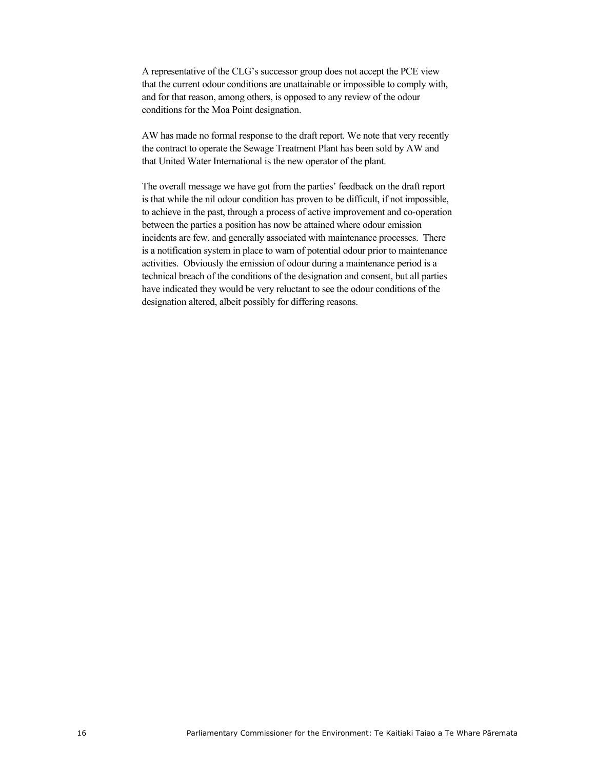A representative of the CLG's successor group does not accept the PCE view that the current odour conditions are unattainable or impossible to comply with, and for that reason, among others, is opposed to any review of the odour conditions for the Moa Point designation.

AW has made no formal response to the draft report. We note that very recently the contract to operate the Sewage Treatment Plant has been sold by AW and that United Water International is the new operator of the plant.

The overall message we have got from the parties' feedback on the draft report is that while the nil odour condition has proven to be difficult, if not impossible, to achieve in the past, through a process of active improvement and co-operation between the parties a position has now be attained where odour emission incidents are few, and generally associated with maintenance processes. There is a notification system in place to warn of potential odour prior to maintenance activities. Obviously the emission of odour during a maintenance period is a technical breach of the conditions of the designation and consent, but all parties have indicated they would be very reluctant to see the odour conditions of the designation altered, albeit possibly for differing reasons.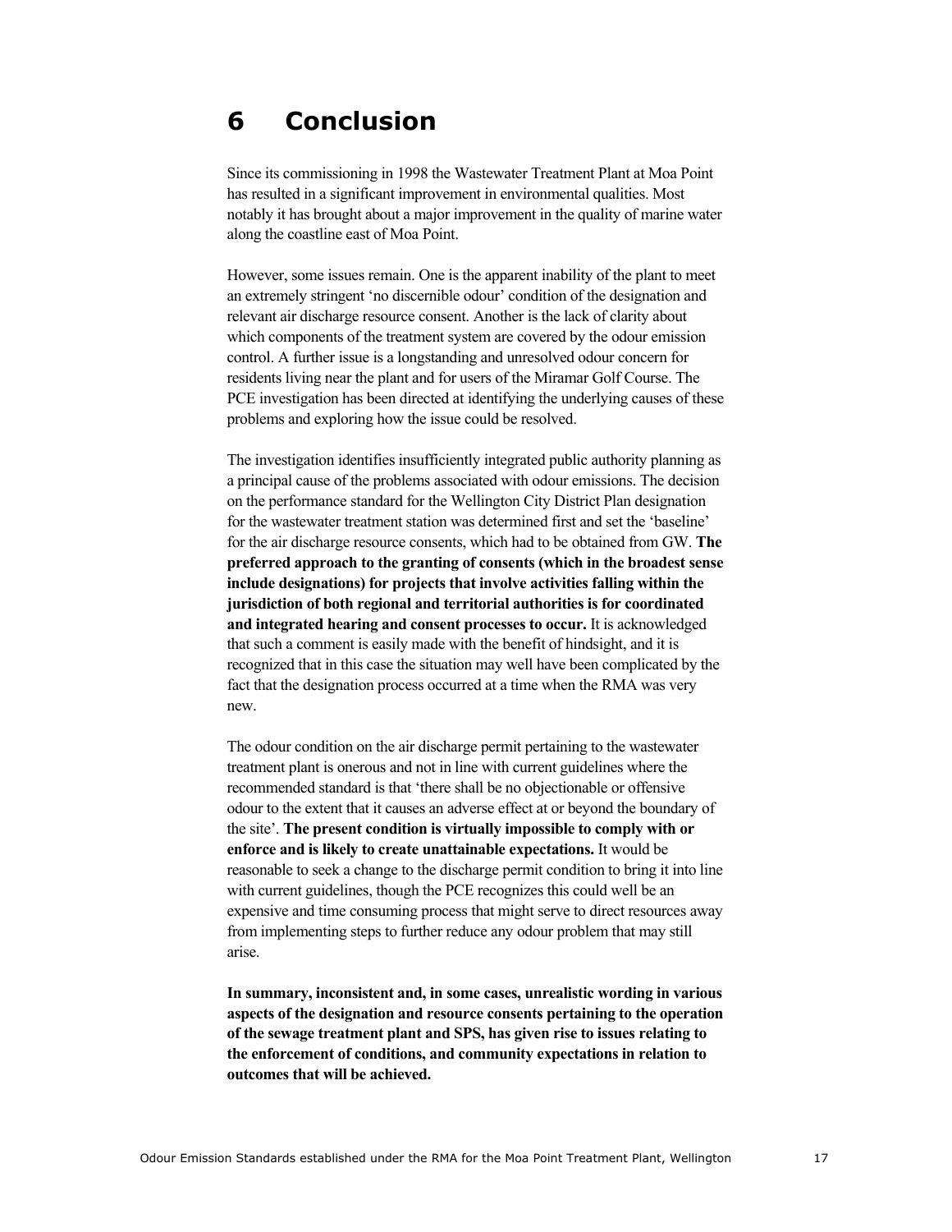# 6 Conclusion

Since its commissioning in 1998 the Wastewater Treatment Plant at Moa Point has resulted in a significant improvement in environmental qualities. Most notably it has brought about a major improvement in the quality of marine water along the coastline east of Moa Point.

However, some issues remain. One is the apparent inability of the plant to meet an extremely stringent 'no discernible odour' condition of the designation and relevant air discharge resource consent. Another is the lack of clarity about which components of the treatment system are covered by the odour emission control. A further issue is a longstanding and unresolved odour concern for residents living near the plant and for users of the Miramar Golf Course. The PCE investigation has been directed at identifying the underlying causes of these problems and exploring how the issue could be resolved.

The investigation identifies insufficiently integrated public authority planning as a principal cause of the problems associated with odour emissions. The decision on the performance standard for the Wellington City District Plan designation for the wastewater treatment station was determined first and set the 'baseline' for the air discharge resource consents, which had to be obtained from GW. **The preferred approach to the granting of consents (which in the broadest sense include designations) for projects that involve activities falling within the jurisdiction of both regional and territorial authorities is for coordinated and integrated hearing and consent processes to occur.** It is acknowledged that such a comment is easily made with the benefit of hindsight, and it is recognized that in this case the situation may well have been complicated by the fact that the designation process occurred at a time when the RMA was very new.

The odour condition on the air discharge permit pertaining to the wastewater treatment plant is onerous and not in line with current guidelines where the recommended standard is that 'there shall be no objectionable or offensive odour to the extent that it causes an adverse effect at or beyond the boundary of the site'. **The present condition is virtually impossible to comply with or enforce and is likely to create unattainable expectations.** It would be reasonable to seek a change to the discharge permit condition to bring it into line with current guidelines, though the PCE recognizes this could well be an expensive and time consuming process that might serve to direct resources away from implementing steps to further reduce any odour problem that may still arise.

**In summary, inconsistent and, in some cases, unrealistic wording in various aspects of the designation and resource consents pertaining to the operation of the sewage treatment plant and SPS, has given rise to issues relating to the enforcement of conditions, and community expectations in relation to outcomes that will be achieved.**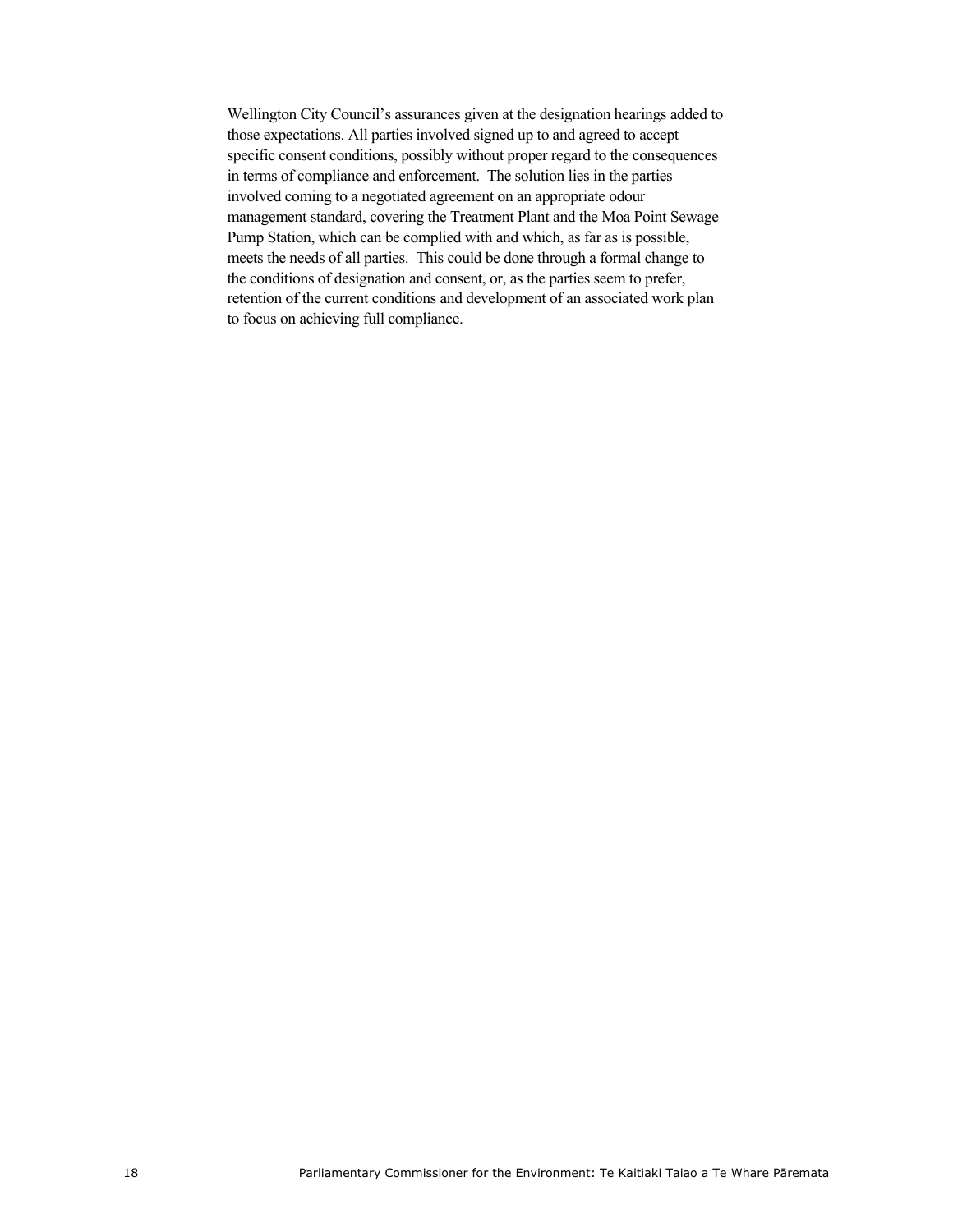Wellington City Council's assurances given at the designation hearings added to those expectations. All parties involved signed up to and agreed to accept specific consent conditions, possibly without proper regard to the consequences in terms of compliance and enforcement. The solution lies in the parties involved coming to a negotiated agreement on an appropriate odour management standard, covering the Treatment Plant and the Moa Point Sewage Pump Station, which can be complied with and which, as far as is possible, meets the needs of all parties. This could be done through a formal change to the conditions of designation and consent, or, as the parties seem to prefer, retention of the current conditions and development of an associated work plan to focus on achieving full compliance.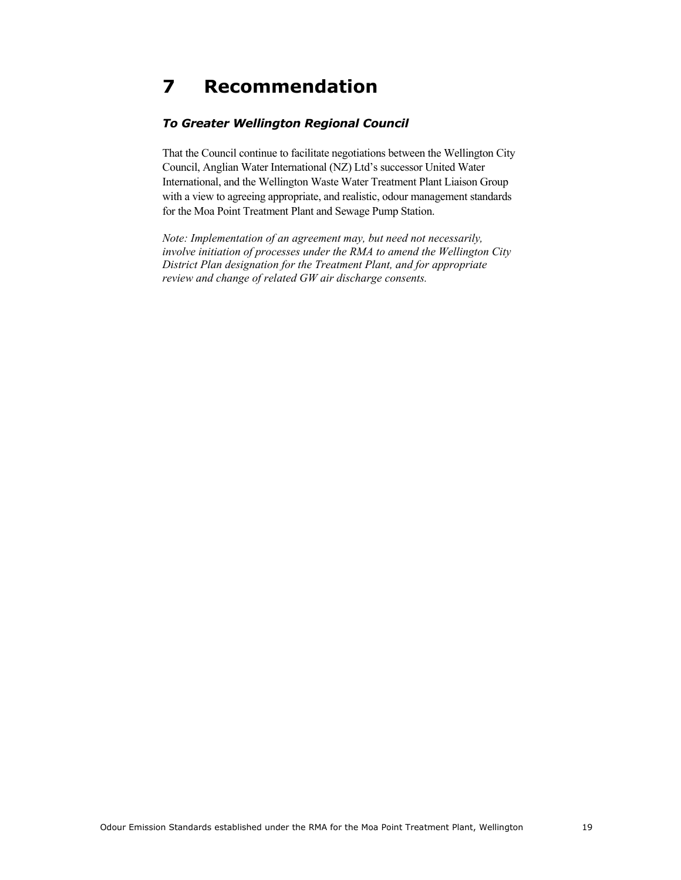# 7 Recommendation

### *To Greater Wellington Regional Council*

That the Council continue to facilitate negotiations between the Wellington City Council, Anglian Water International (NZ) Ltd's successor United Water International, and the Wellington Waste Water Treatment Plant Liaison Group with a view to agreeing appropriate, and realistic, odour management standards for the Moa Point Treatment Plant and Sewage Pump Station.

*Note: Implementation of an agreement may, but need not necessarily, involve initiation of processes under the RMA to amend the Wellington City District Plan designation for the Treatment Plant, and for appropriate review and change of related GW air discharge consents.*